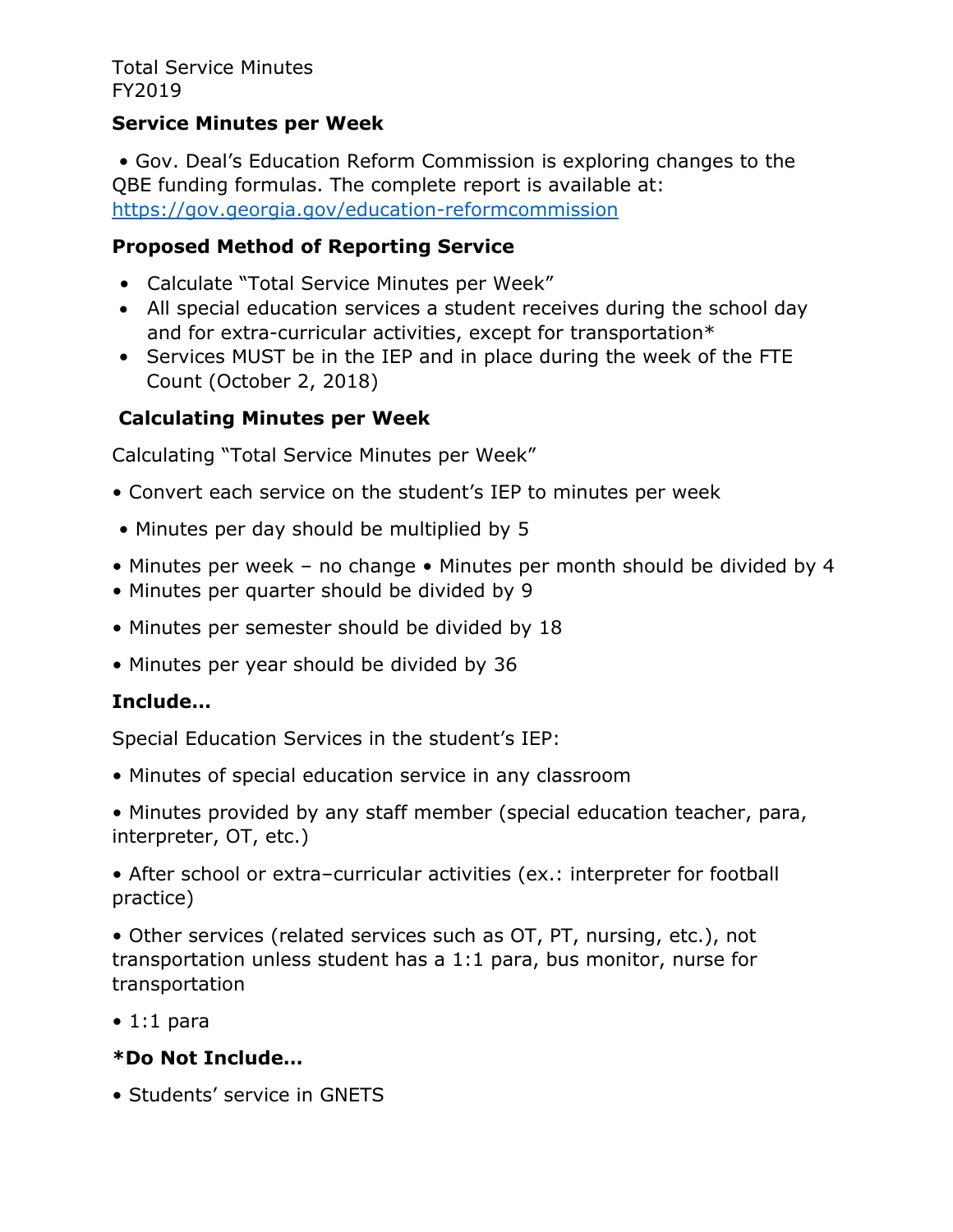Total Service Minutes
FY2019

**Service Minutes per Week**

- Gov. Deal's Education Reform Commission is exploring changes to the QBE funding formulas. The complete report is available at: [https://gov.georgia.gov/education-reformcommission](https://gov.georgia.gov/education-reformcommission)

**Proposed Method of Reporting Service**

- Calculate "Total Service Minutes per Week"
- All special education services a student receives during the school day and for extra-curricular activities, except for transportation*
- Services MUST be in the IEP and in place during the week of the FTE Count (October 2, 2018)

**Calculating Minutes per Week**

Calculating "Total Service Minutes per Week"

- Convert each service on the student's IEP to minutes per week
- Minutes per day should be multiplied by 5
- Minutes per week – no change • Minutes per month should be divided by 4
- Minutes per quarter should be divided by 9
- Minutes per semester should be divided by 18
- Minutes per year should be divided by 36

**Include…**

Special Education Services in the student's IEP:

- Minutes of special education service in any classroom
- Minutes provided by any staff member (special education teacher, para, interpreter, OT, etc.)
- After school or extra–curricular activities (ex.: interpreter for football practice)
- Other services (related services such as OT, PT, nursing, etc.), not transportation unless student has a 1:1 para, bus monitor, nurse for transportation
- 1:1 para

***Do Not Include…**

- Students' service in GNETS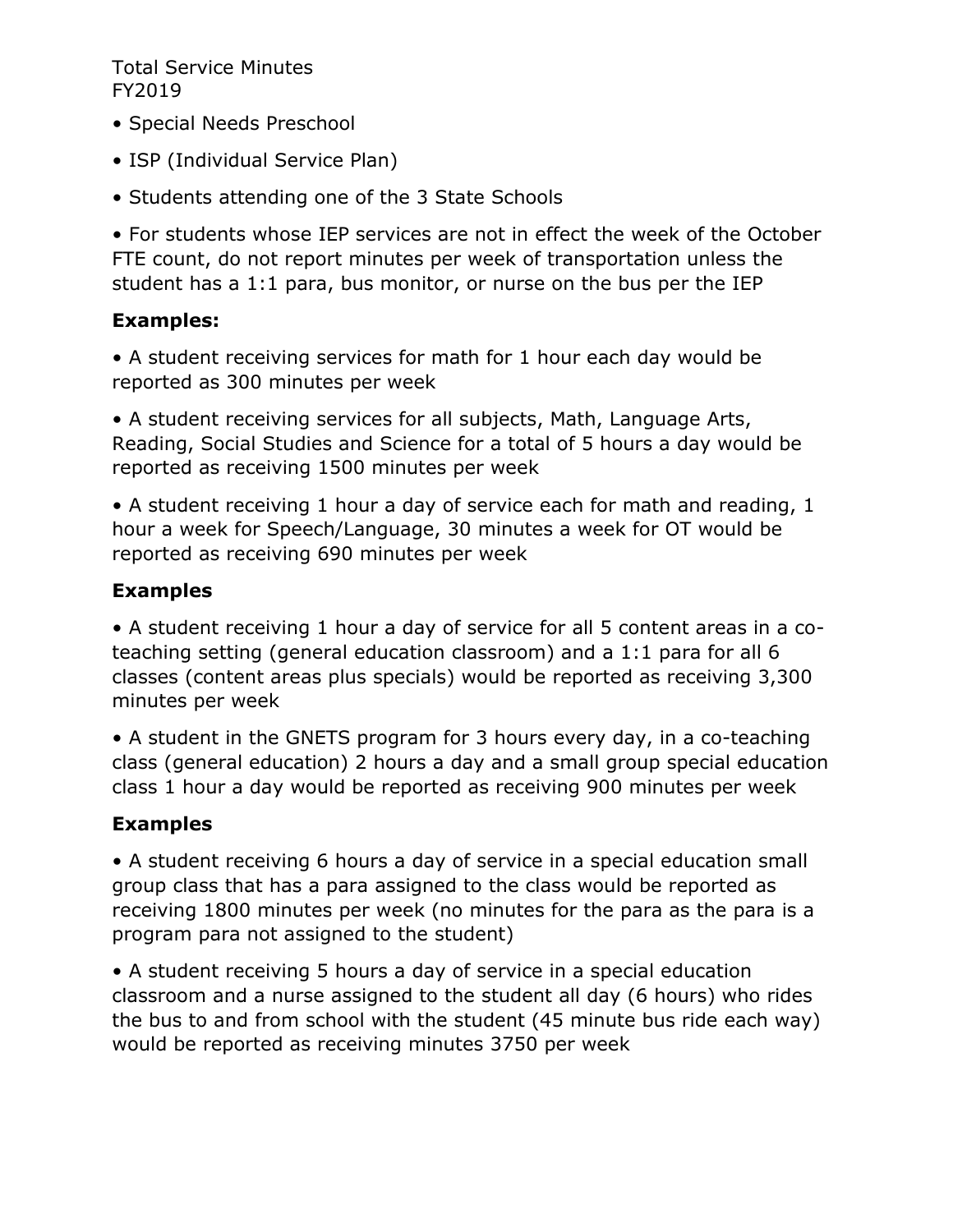Total Service Minutes
FY2019

- Special Needs Preschool
- ISP (Individual Service Plan)
- Students attending one of the 3 State Schools
- For students whose IEP services are not in effect the week of the October FTE count, do not report minutes per week of transportation unless the student has a 1:1 para, bus monitor, or nurse on the bus per the IEP

**Examples:**

- A student receiving services for math for 1 hour each day would be reported as 300 minutes per week
- A student receiving services for all subjects, Math, Language Arts, Reading, Social Studies and Science for a total of 5 hours a day would be reported as receiving 1500 minutes per week
- A student receiving 1 hour a day of service each for math and reading, 1 hour a week for Speech/Language, 30 minutes a week for OT would be reported as receiving 690 minutes per week

**Examples**

- A student receiving 1 hour a day of service for all 5 content areas in a co-teaching setting (general education classroom) and a 1:1 para for all 6 classes (content areas plus specials) would be reported as receiving 3,300 minutes per week
- A student in the GNETS program for 3 hours every day, in a co-teaching class (general education) 2 hours a day and a small group special education class 1 hour a day would be reported as receiving 900 minutes per week

**Examples**

- A student receiving 6 hours a day of service in a special education small group class that has a para assigned to the class would be reported as receiving 1800 minutes per week (no minutes for the para as the para is a program para not assigned to the student)
- A student receiving 5 hours a day of service in a special education classroom and a nurse assigned to the student all day (6 hours) who rides the bus to and from school with the student (45 minute bus ride each way) would be reported as receiving minutes 3750 per week